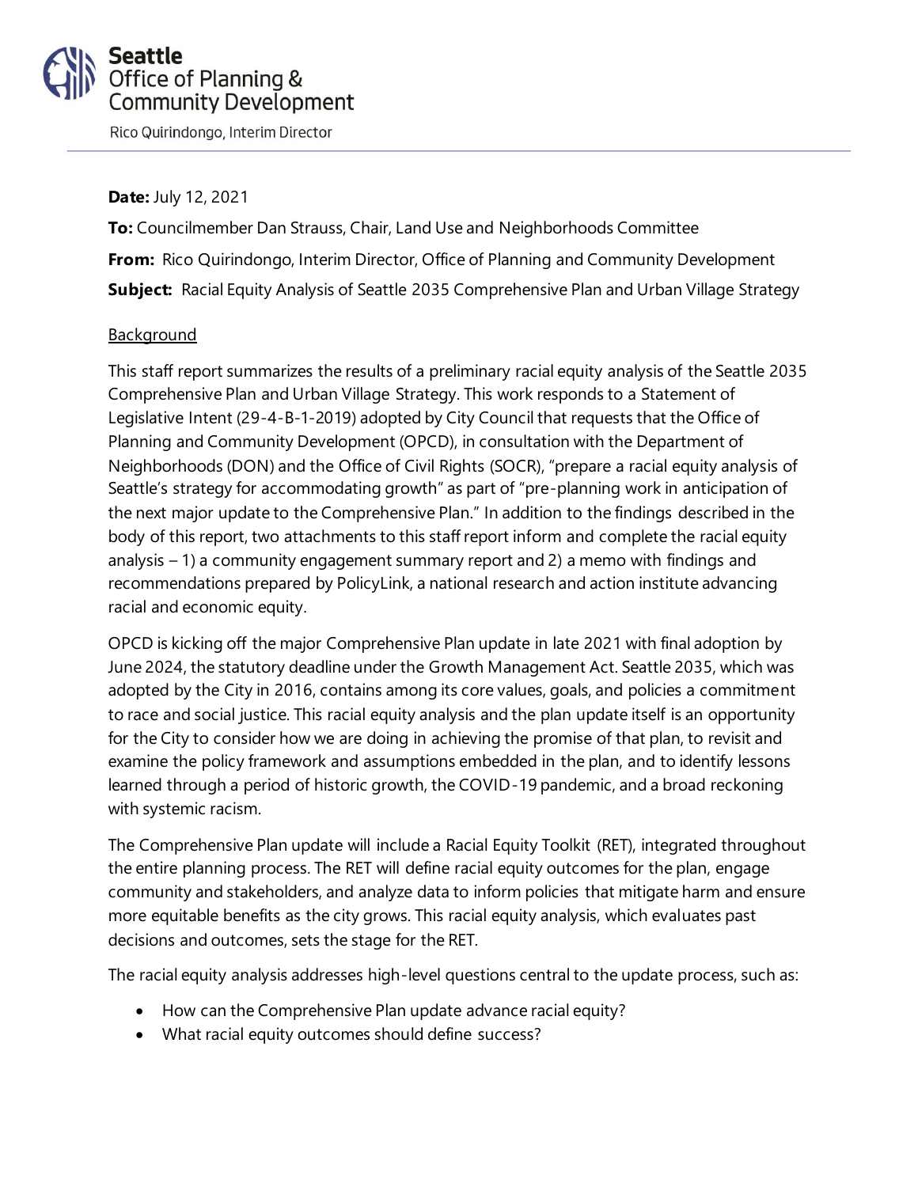**Seattle**
**Office of Planning & Community Development**

Rico Quirindongo, Interim Director

**Date:** July 12, 2021

**To:** Councilmember Dan Strauss, Chair, Land Use and Neighborhoods Committee

**From:** Rico Quirindongo, Interim Director, Office of Planning and Community Development

**Subject:** Racial Equity Analysis of Seattle 2035 Comprehensive Plan and Urban Village Strategy

## Background

This staff report summarizes the results of a preliminary racial equity analysis of the Seattle 2035 Comprehensive Plan and Urban Village Strategy. This work responds to a Statement of Legislative Intent (29-4-B-1-2019) adopted by City Council that requests that the Office of Planning and Community Development (OPCD), in consultation with the Department of Neighborhoods (DON) and the Office of Civil Rights (SOCR), "prepare a racial equity analysis of Seattle's strategy for accommodating growth" as part of "pre-planning work in anticipation of the next major update to the Comprehensive Plan." In addition to the findings described in the body of this report, two attachments to this staff report inform and complete the racial equity analysis – 1) a community engagement summary report and 2) a memo with findings and recommendations prepared by PolicyLink, a national research and action institute advancing racial and economic equity.

OPCD is kicking off the major Comprehensive Plan update in late 2021 with final adoption by June 2024, the statutory deadline under the Growth Management Act. Seattle 2035, which was adopted by the City in 2016, contains among its core values, goals, and policies a commitment to race and social justice. This racial equity analysis and the plan update itself is an opportunity for the City to consider how we are doing in achieving the promise of that plan, to revisit and examine the policy framework and assumptions embedded in the plan, and to identify lessons learned through a period of historic growth, the COVID-19 pandemic, and a broad reckoning with systemic racism.

The Comprehensive Plan update will include a Racial Equity Toolkit (RET), integrated throughout the entire planning process. The RET will define racial equity outcomes for the plan, engage community and stakeholders, and analyze data to inform policies that mitigate harm and ensure more equitable benefits as the city grows. This racial equity analysis, which evaluates past decisions and outcomes, sets the stage for the RET.

The racial equity analysis addresses high-level questions central to the update process, such as:

- How can the Comprehensive Plan update advance racial equity?
- What racial equity outcomes should define success?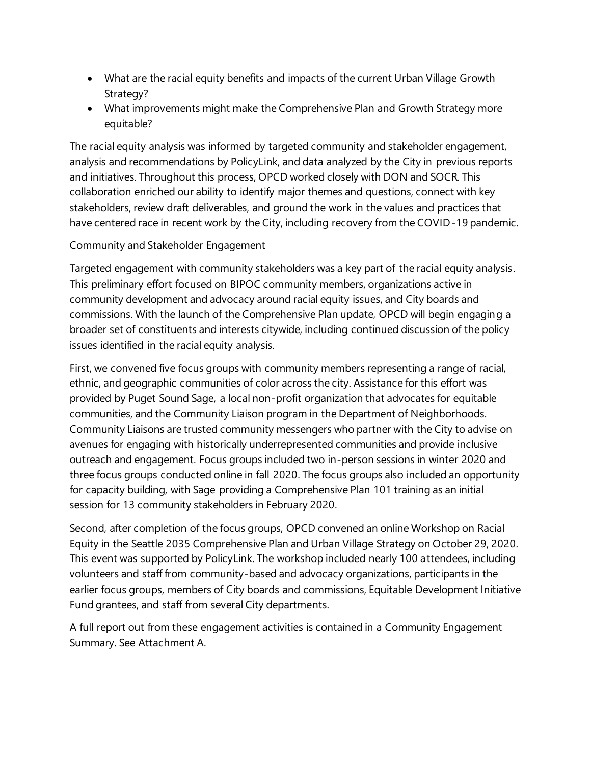- What are the racial equity benefits and impacts of the current Urban Village Growth Strategy?
- What improvements might make the Comprehensive Plan and Growth Strategy more equitable?

The racial equity analysis was informed by targeted community and stakeholder engagement, analysis and recommendations by PolicyLink, and data analyzed by the City in previous reports and initiatives. Throughout this process, OPCD worked closely with DON and SOCR. This collaboration enriched our ability to identify major themes and questions, connect with key stakeholders, review draft deliverables, and ground the work in the values and practices that have centered race in recent work by the City, including recovery from the COVID-19 pandemic.

<u>Community and Stakeholder Engagement</u>

Targeted engagement with community stakeholders was a key part of the racial equity analysis. This preliminary effort focused on BIPOC community members, organizations active in community development and advocacy around racial equity issues, and City boards and commissions. With the launch of the Comprehensive Plan update, OPCD will begin engaging a broader set of constituents and interests citywide, including continued discussion of the policy issues identified in the racial equity analysis.

First, we convened five focus groups with community members representing a range of racial, ethnic, and geographic communities of color across the city. Assistance for this effort was provided by Puget Sound Sage, a local non-profit organization that advocates for equitable communities, and the Community Liaison program in the Department of Neighborhoods. Community Liaisons are trusted community messengers who partner with the City to advise on avenues for engaging with historically underrepresented communities and provide inclusive outreach and engagement. Focus groups included two in-person sessions in winter 2020 and three focus groups conducted online in fall 2020. The focus groups also included an opportunity for capacity building, with Sage providing a Comprehensive Plan 101 training as an initial session for 13 community stakeholders in February 2020.

Second, after completion of the focus groups, OPCD convened an online Workshop on Racial Equity in the Seattle 2035 Comprehensive Plan and Urban Village Strategy on October 29, 2020. This event was supported by PolicyLink. The workshop included nearly 100 attendees, including volunteers and staff from community-based and advocacy organizations, participants in the earlier focus groups, members of City boards and commissions, Equitable Development Initiative Fund grantees, and staff from several City departments.

A full report out from these engagement activities is contained in a Community Engagement Summary. See Attachment A.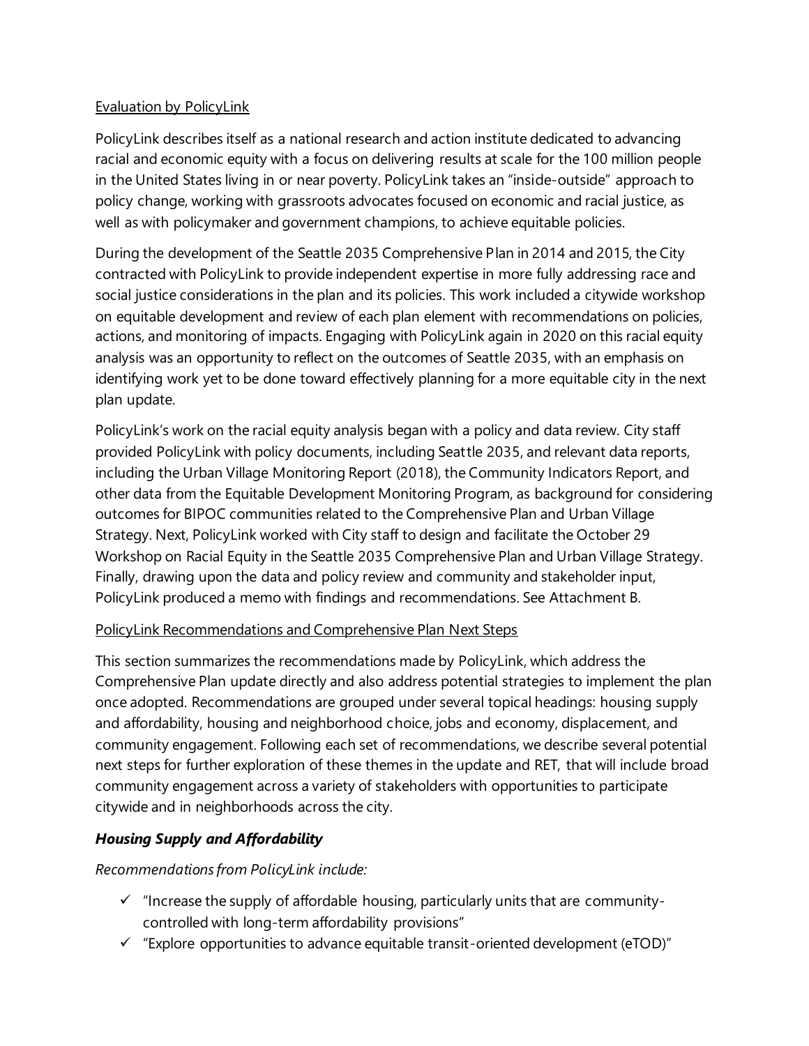Evaluation by PolicyLink

PolicyLink describes itself as a national research and action institute dedicated to advancing racial and economic equity with a focus on delivering results at scale for the 100 million people in the United States living in or near poverty. PolicyLink takes an "inside-outside" approach to policy change, working with grassroots advocates focused on economic and racial justice, as well as with policymaker and government champions, to achieve equitable policies.

During the development of the Seattle 2035 Comprehensive Plan in 2014 and 2015, the City contracted with PolicyLink to provide independent expertise in more fully addressing race and social justice considerations in the plan and its policies. This work included a citywide workshop on equitable development and review of each plan element with recommendations on policies, actions, and monitoring of impacts. Engaging with PolicyLink again in 2020 on this racial equity analysis was an opportunity to reflect on the outcomes of Seattle 2035, with an emphasis on identifying work yet to be done toward effectively planning for a more equitable city in the next plan update.

PolicyLink's work on the racial equity analysis began with a policy and data review. City staff provided PolicyLink with policy documents, including Seattle 2035, and relevant data reports, including the Urban Village Monitoring Report (2018), the Community Indicators Report, and other data from the Equitable Development Monitoring Program, as background for considering outcomes for BIPOC communities related to the Comprehensive Plan and Urban Village Strategy. Next, PolicyLink worked with City staff to design and facilitate the October 29 Workshop on Racial Equity in the Seattle 2035 Comprehensive Plan and Urban Village Strategy. Finally, drawing upon the data and policy review and community and stakeholder input, PolicyLink produced a memo with findings and recommendations. See Attachment B.

PolicyLink Recommendations and Comprehensive Plan Next Steps

This section summarizes the recommendations made by PolicyLink, which address the Comprehensive Plan update directly and also address potential strategies to implement the plan once adopted. Recommendations are grouped under several topical headings: housing supply and affordability, housing and neighborhood choice, jobs and economy, displacement, and community engagement. Following each set of recommendations, we describe several potential next steps for further exploration of these themes in the update and RET, that will include broad community engagement across a variety of stakeholders with opportunities to participate citywide and in neighborhoods across the city.

### *Housing Supply and Affordability*

*Recommendations from PolicyLink include:*

- ✓ "Increase the supply of affordable housing, particularly units that are community-controlled with long-term affordability provisions"
- ✓ "Explore opportunities to advance equitable transit-oriented development (eTOD)"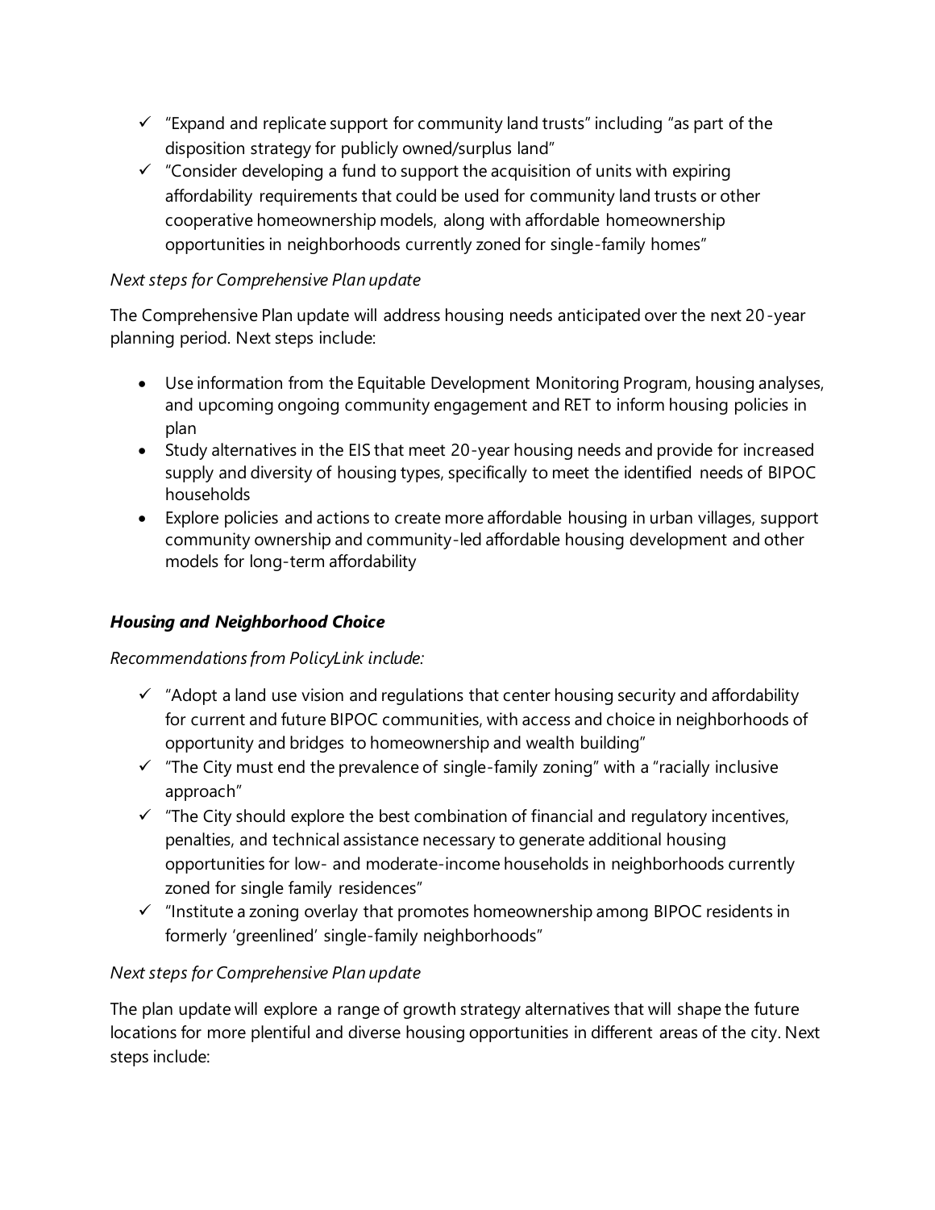- ✓ "Expand and replicate support for community land trusts" including "as part of the disposition strategy for publicly owned/surplus land"
- ✓ "Consider developing a fund to support the acquisition of units with expiring affordability requirements that could be used for community land trusts or other cooperative homeownership models, along with affordable homeownership opportunities in neighborhoods currently zoned for single-family homes"

*Next steps for Comprehensive Plan update*

The Comprehensive Plan update will address housing needs anticipated over the next 20-year planning period. Next steps include:

- Use information from the Equitable Development Monitoring Program, housing analyses, and upcoming ongoing community engagement and RET to inform housing policies in plan
- Study alternatives in the EIS that meet 20-year housing needs and provide for increased supply and diversity of housing types, specifically to meet the identified needs of BIPOC households
- Explore policies and actions to create more affordable housing in urban villages, support community ownership and community-led affordable housing development and other models for long-term affordability

### ***Housing and Neighborhood Choice***

*Recommendations from PolicyLink include:*

- ✓ "Adopt a land use vision and regulations that center housing security and affordability for current and future BIPOC communities, with access and choice in neighborhoods of opportunity and bridges to homeownership and wealth building"
- ✓ "The City must end the prevalence of single-family zoning" with a "racially inclusive approach"
- ✓ "The City should explore the best combination of financial and regulatory incentives, penalties, and technical assistance necessary to generate additional housing opportunities for low- and moderate-income households in neighborhoods currently zoned for single family residences"
- ✓ "Institute a zoning overlay that promotes homeownership among BIPOC residents in formerly 'greenlined' single-family neighborhoods"

*Next steps for Comprehensive Plan update*

The plan update will explore a range of growth strategy alternatives that will shape the future locations for more plentiful and diverse housing opportunities in different areas of the city. Next steps include: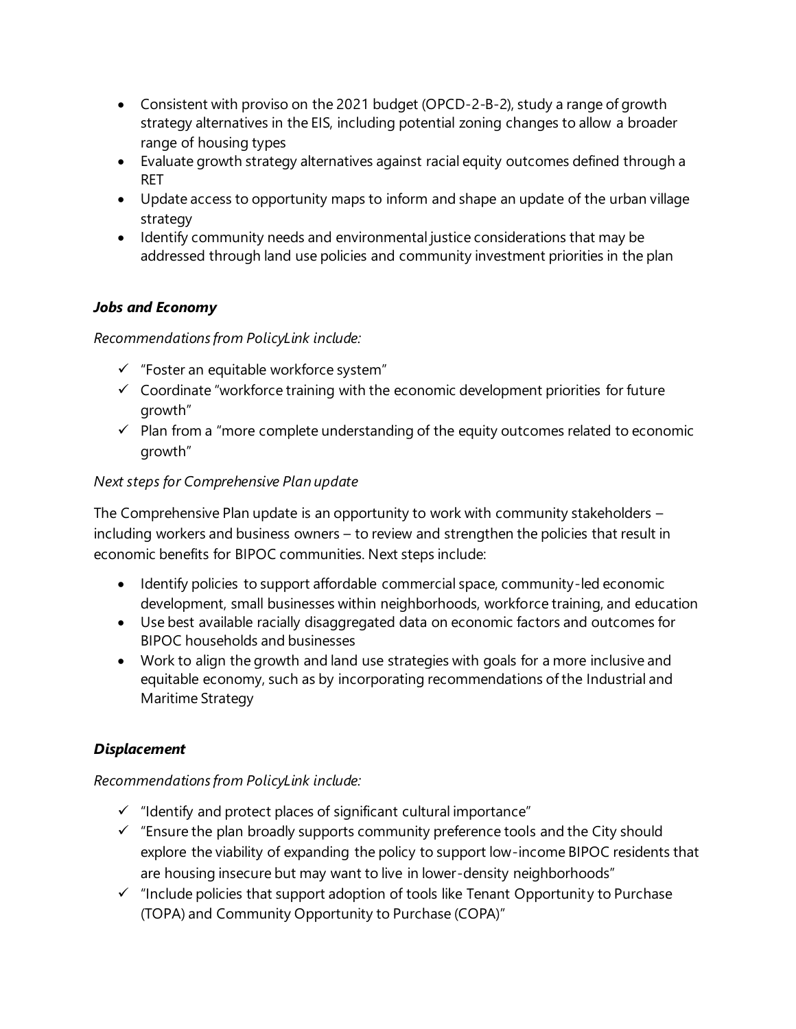- Consistent with proviso on the 2021 budget (OPCD-2-B-2), study a range of growth strategy alternatives in the EIS, including potential zoning changes to allow a broader range of housing types
- Evaluate growth strategy alternatives against racial equity outcomes defined through a RET
- Update access to opportunity maps to inform and shape an update of the urban village strategy
- Identify community needs and environmental justice considerations that may be addressed through land use policies and community investment priorities in the plan

### *Jobs and Economy*

*Recommendations from PolicyLink include:*

- ✓ "Foster an equitable workforce system"
- ✓ Coordinate "workforce training with the economic development priorities for future growth"
- ✓ Plan from a "more complete understanding of the equity outcomes related to economic growth"

*Next steps for Comprehensive Plan update*

The Comprehensive Plan update is an opportunity to work with community stakeholders – including workers and business owners – to review and strengthen the policies that result in economic benefits for BIPOC communities. Next steps include:

- Identify policies to support affordable commercial space, community-led economic development, small businesses within neighborhoods, workforce training, and education
- Use best available racially disaggregated data on economic factors and outcomes for BIPOC households and businesses
- Work to align the growth and land use strategies with goals for a more inclusive and equitable economy, such as by incorporating recommendations of the Industrial and Maritime Strategy

### *Displacement*

*Recommendations from PolicyLink include:*

- ✓ "Identify and protect places of significant cultural importance"
- ✓ "Ensure the plan broadly supports community preference tools and the City should explore the viability of expanding the policy to support low-income BIPOC residents that are housing insecure but may want to live in lower-density neighborhoods"
- ✓ "Include policies that support adoption of tools like Tenant Opportunity to Purchase (TOPA) and Community Opportunity to Purchase (COPA)"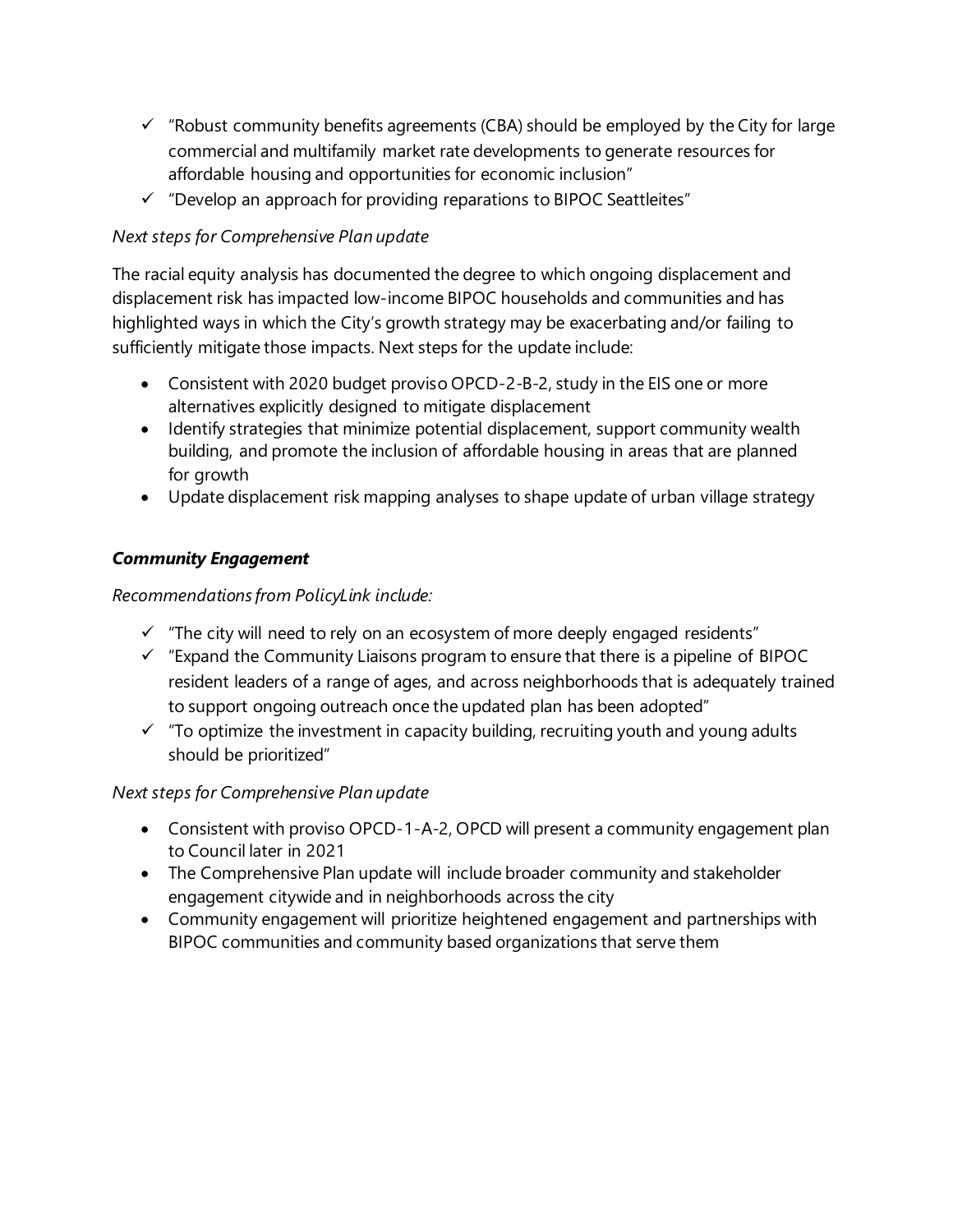- ✓ "Robust community benefits agreements (CBA) should be employed by the City for large commercial and multifamily market rate developments to generate resources for affordable housing and opportunities for economic inclusion"
- ✓ "Develop an approach for providing reparations to BIPOC Seattleites"

*Next steps for Comprehensive Plan update*

The racial equity analysis has documented the degree to which ongoing displacement and displacement risk has impacted low-income BIPOC households and communities and has highlighted ways in which the City's growth strategy may be exacerbating and/or failing to sufficiently mitigate those impacts. Next steps for the update include:

- Consistent with 2020 budget proviso OPCD-2-B-2, study in the EIS one or more alternatives explicitly designed to mitigate displacement
- Identify strategies that minimize potential displacement, support community wealth building, and promote the inclusion of affordable housing in areas that are planned for growth
- Update displacement risk mapping analyses to shape update of urban village strategy

***Community Engagement***

*Recommendations from PolicyLink include:*

- ✓ "The city will need to rely on an ecosystem of more deeply engaged residents"
- ✓ "Expand the Community Liaisons program to ensure that there is a pipeline of BIPOC resident leaders of a range of ages, and across neighborhoods that is adequately trained to support ongoing outreach once the updated plan has been adopted"
- ✓ "To optimize the investment in capacity building, recruiting youth and young adults should be prioritized"

*Next steps for Comprehensive Plan update*

- Consistent with proviso OPCD-1-A-2, OPCD will present a community engagement plan to Council later in 2021
- The Comprehensive Plan update will include broader community and stakeholder engagement citywide and in neighborhoods across the city
- Community engagement will prioritize heightened engagement and partnerships with BIPOC communities and community based organizations that serve them